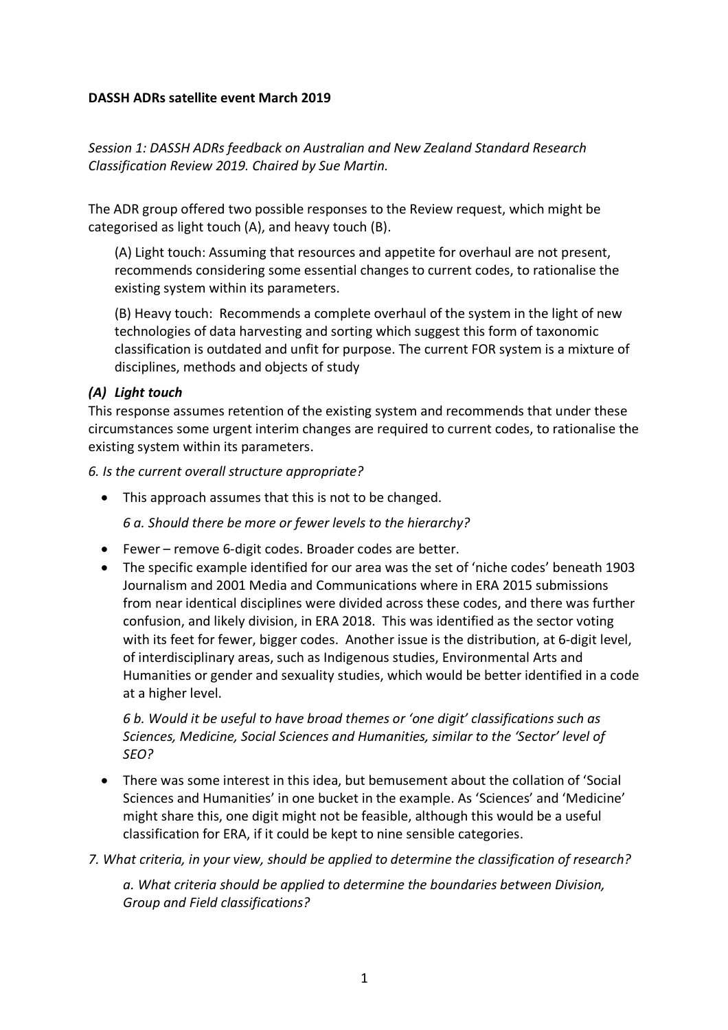**DASSH ADRs satellite event March 2019**

*Session 1: DASSH ADRs feedback on Australian and New Zealand Standard Research Classification Review 2019. Chaired by Sue Martin.*

The ADR group offered two possible responses to the Review request, which might be categorised as light touch (A), and heavy touch (B).

> (A) Light touch: Assuming that resources and appetite for overhaul are not present, recommends considering some essential changes to current codes, to rationalise the existing system within its parameters.
>
> (B) Heavy touch: Recommends a complete overhaul of the system in the light of new technologies of data harvesting and sorting which suggest this form of taxonomic classification is outdated and unfit for purpose. The current FOR system is a mixture of disciplines, methods and objects of study

### *(A) Light touch*

This response assumes retention of the existing system and recommends that under these circumstances some urgent interim changes are required to current codes, to rationalise the existing system within its parameters.

*6. Is the current overall structure appropriate?*

- This approach assumes that this is not to be changed.

  *6 a. Should there be more or fewer levels to the hierarchy?*

- Fewer – remove 6-digit codes. Broader codes are better.
- The specific example identified for our area was the set of 'niche codes' beneath 1903 Journalism and 2001 Media and Communications where in ERA 2015 submissions from near identical disciplines were divided across these codes, and there was further confusion, and likely division, in ERA 2018. This was identified as the sector voting with its feet for fewer, bigger codes. Another issue is the distribution, at 6-digit level, of interdisciplinary areas, such as Indigenous studies, Environmental Arts and Humanities or gender and sexuality studies, which would be better identified in a code at a higher level.

  *6 b. Would it be useful to have broad themes or 'one digit' classifications such as Sciences, Medicine, Social Sciences and Humanities, similar to the 'Sector' level of SEO?*

- There was some interest in this idea, but bemusement about the collation of 'Social Sciences and Humanities' in one bucket in the example. As 'Sciences' and 'Medicine' might share this, one digit might not be feasible, although this would be a useful classification for ERA, if it could be kept to nine sensible categories.

*7. What criteria, in your view, should be applied to determine the classification of research?*

> *a. What criteria should be applied to determine the boundaries between Division, Group and Field classifications?*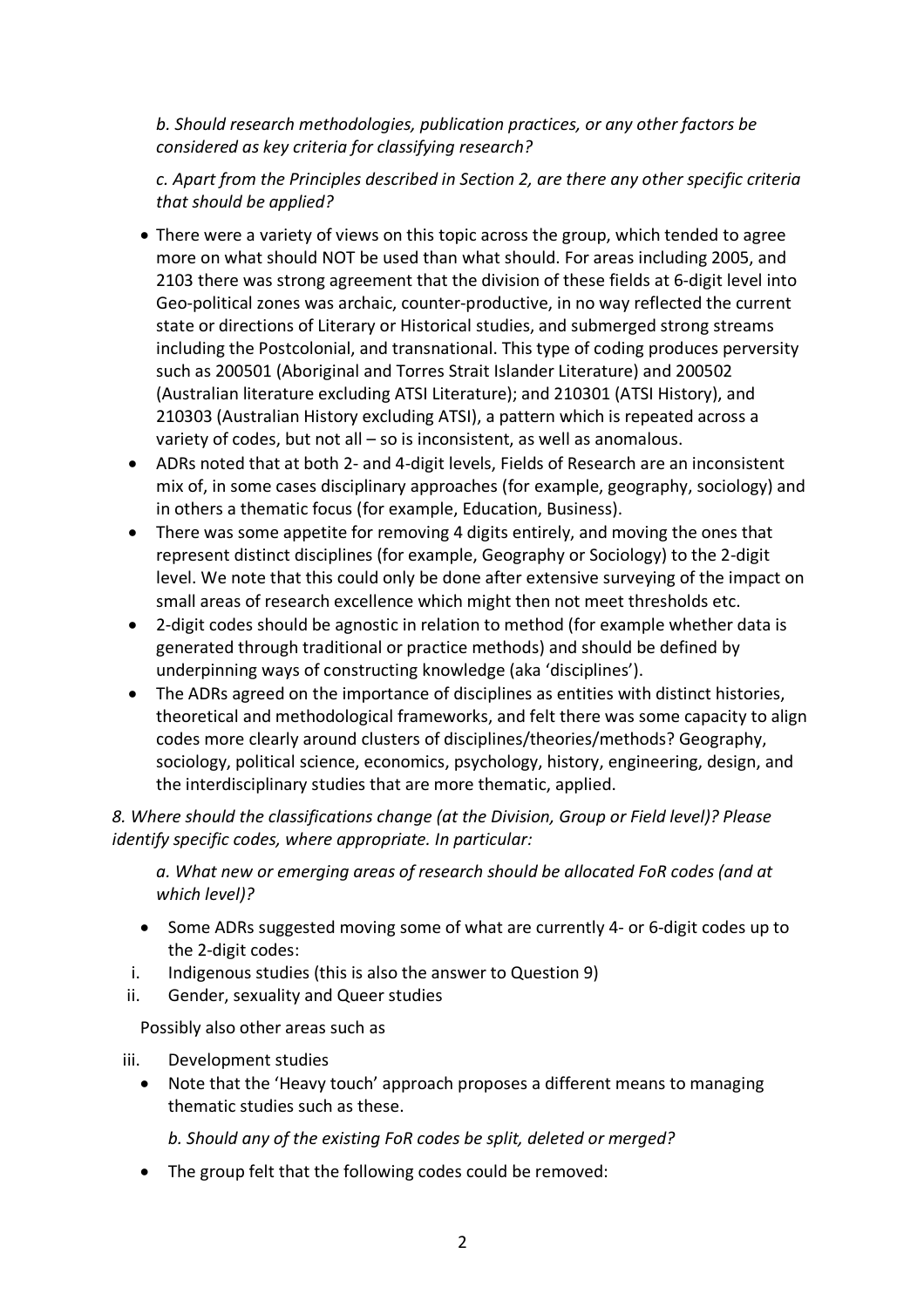*b. Should research methodologies, publication practices, or any other factors be considered as key criteria for classifying research?*

*c. Apart from the Principles described in Section 2, are there any other specific criteria that should be applied?*

- There were a variety of views on this topic across the group, which tended to agree more on what should NOT be used than what should. For areas including 2005, and 2103 there was strong agreement that the division of these fields at 6-digit level into Geo-political zones was archaic, counter-productive, in no way reflected the current state or directions of Literary or Historical studies, and submerged strong streams including the Postcolonial, and transnational. This type of coding produces perversity such as 200501 (Aboriginal and Torres Strait Islander Literature) and 200502 (Australian literature excluding ATSI Literature); and 210301 (ATSI History), and 210303 (Australian History excluding ATSI), a pattern which is repeated across a variety of codes, but not all – so is inconsistent, as well as anomalous.
- ADRs noted that at both 2- and 4-digit levels, Fields of Research are an inconsistent mix of, in some cases disciplinary approaches (for example, geography, sociology) and in others a thematic focus (for example, Education, Business).
- There was some appetite for removing 4 digits entirely, and moving the ones that represent distinct disciplines (for example, Geography or Sociology) to the 2-digit level. We note that this could only be done after extensive surveying of the impact on small areas of research excellence which might then not meet thresholds etc.
- 2-digit codes should be agnostic in relation to method (for example whether data is generated through traditional or practice methods) and should be defined by underpinning ways of constructing knowledge (aka 'disciplines').
- The ADRs agreed on the importance of disciplines as entities with distinct histories, theoretical and methodological frameworks, and felt there was some capacity to align codes more clearly around clusters of disciplines/theories/methods? Geography, sociology, political science, economics, psychology, history, engineering, design, and the interdisciplinary studies that are more thematic, applied.

*8. Where should the classifications change (at the Division, Group or Field level)? Please identify specific codes, where appropriate. In particular:*

*a. What new or emerging areas of research should be allocated FoR codes (and at which level)?*

- Some ADRs suggested moving some of what are currently 4- or 6-digit codes up to the 2-digit codes:

i. Indigenous studies (this is also the answer to Question 9)
ii. Gender, sexuality and Queer studies

Possibly also other areas such as

iii. Development studies

- Note that the 'Heavy touch' approach proposes a different means to managing thematic studies such as these.

*b. Should any of the existing FoR codes be split, deleted or merged?*

- The group felt that the following codes could be removed: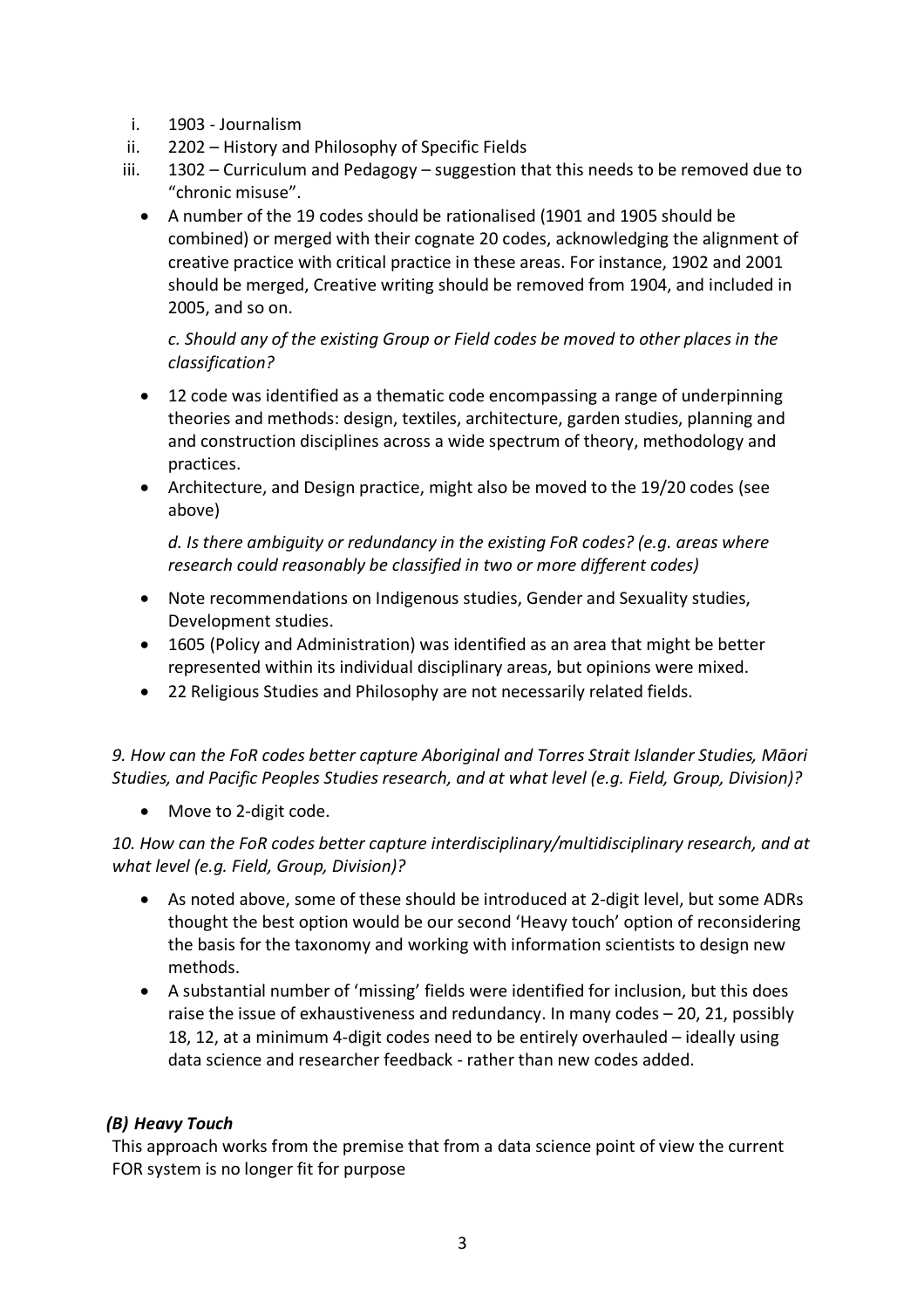i. 1903 - Journalism
ii. 2202 – History and Philosophy of Specific Fields
iii. 1302 – Curriculum and Pedagogy – suggestion that this needs to be removed due to "chronic misuse".

- A number of the 19 codes should be rationalised (1901 and 1905 should be combined) or merged with their cognate 20 codes, acknowledging the alignment of creative practice with critical practice in these areas. For instance, 1902 and 2001 should be merged, Creative writing should be removed from 1904, and included in 2005, and so on.

*c. Should any of the existing Group or Field codes be moved to other places in the classification?*

- 12 code was identified as a thematic code encompassing a range of underpinning theories and methods: design, textiles, architecture, garden studies, planning and and construction disciplines across a wide spectrum of theory, methodology and practices.
- Architecture, and Design practice, might also be moved to the 19/20 codes (see above)

*d. Is there ambiguity or redundancy in the existing FoR codes? (e.g. areas where research could reasonably be classified in two or more different codes)*

- Note recommendations on Indigenous studies, Gender and Sexuality studies, Development studies.
- 1605 (Policy and Administration) was identified as an area that might be better represented within its individual disciplinary areas, but opinions were mixed.
- 22 Religious Studies and Philosophy are not necessarily related fields.

*9. How can the FoR codes better capture Aboriginal and Torres Strait Islander Studies, Māori Studies, and Pacific Peoples Studies research, and at what level (e.g. Field, Group, Division)?*

- Move to 2-digit code.

*10. How can the FoR codes better capture interdisciplinary/multidisciplinary research, and at what level (e.g. Field, Group, Division)?*

- As noted above, some of these should be introduced at 2-digit level, but some ADRs thought the best option would be our second 'Heavy touch' option of reconsidering the basis for the taxonomy and working with information scientists to design new methods.
- A substantial number of 'missing' fields were identified for inclusion, but this does raise the issue of exhaustiveness and redundancy. In many codes – 20, 21, possibly 18, 12, at a minimum 4-digit codes need to be entirely overhauled – ideally using data science and researcher feedback - rather than new codes added.

### *(B) Heavy Touch*

This approach works from the premise that from a data science point of view the current FOR system is no longer fit for purpose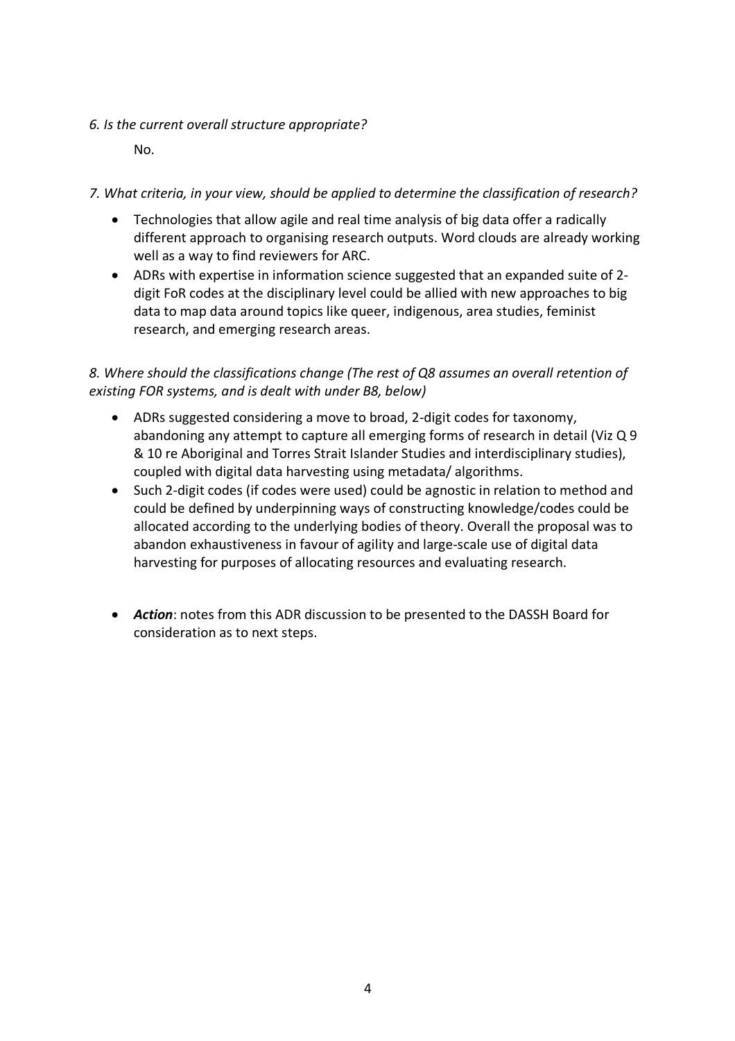*6. Is the current overall structure appropriate?*

No.

*7. What criteria, in your view, should be applied to determine the classification of research?*

- Technologies that allow agile and real time analysis of big data offer a radically different approach to organising research outputs. Word clouds are already working well as a way to find reviewers for ARC.
- ADRs with expertise in information science suggested that an expanded suite of 2-digit FoR codes at the disciplinary level could be allied with new approaches to big data to map data around topics like queer, indigenous, area studies, feminist research, and emerging research areas.

*8. Where should the classifications change (The rest of Q8 assumes an overall retention of existing FOR systems, and is dealt with under B8, below)*

- ADRs suggested considering a move to broad, 2-digit codes for taxonomy, abandoning any attempt to capture all emerging forms of research in detail (Viz Q 9 & 10 re Aboriginal and Torres Strait Islander Studies and interdisciplinary studies), coupled with digital data harvesting using metadata/ algorithms.
- Such 2-digit codes (if codes were used) could be agnostic in relation to method and could be defined by underpinning ways of constructing knowledge/codes could be allocated according to the underlying bodies of theory. Overall the proposal was to abandon exhaustiveness in favour of agility and large-scale use of digital data harvesting for purposes of allocating resources and evaluating research.

- ***Action***: notes from this ADR discussion to be presented to the DASSH Board for consideration as to next steps.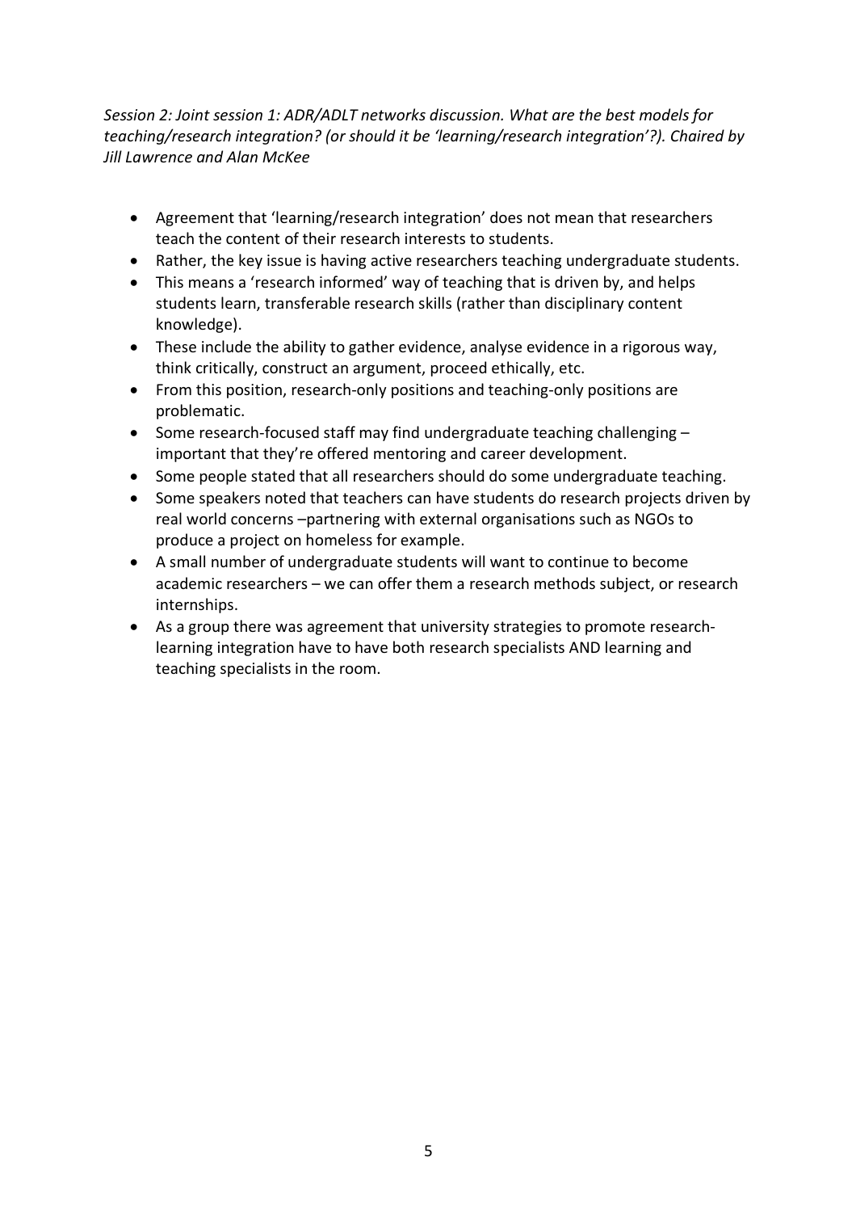*Session 2: Joint session 1: ADR/ADLT networks discussion. What are the best models for teaching/research integration? (or should it be 'learning/research integration'?). Chaired by Jill Lawrence and Alan McKee*

- Agreement that 'learning/research integration' does not mean that researchers teach the content of their research interests to students.
- Rather, the key issue is having active researchers teaching undergraduate students.
- This means a 'research informed' way of teaching that is driven by, and helps students learn, transferable research skills (rather than disciplinary content knowledge).
- These include the ability to gather evidence, analyse evidence in a rigorous way, think critically, construct an argument, proceed ethically, etc.
- From this position, research-only positions and teaching-only positions are problematic.
- Some research-focused staff may find undergraduate teaching challenging – important that they're offered mentoring and career development.
- Some people stated that all researchers should do some undergraduate teaching.
- Some speakers noted that teachers can have students do research projects driven by real world concerns –partnering with external organisations such as NGOs to produce a project on homeless for example.
- A small number of undergraduate students will want to continue to become academic researchers – we can offer them a research methods subject, or research internships.
- As a group there was agreement that university strategies to promote research-learning integration have to have both research specialists AND learning and teaching specialists in the room.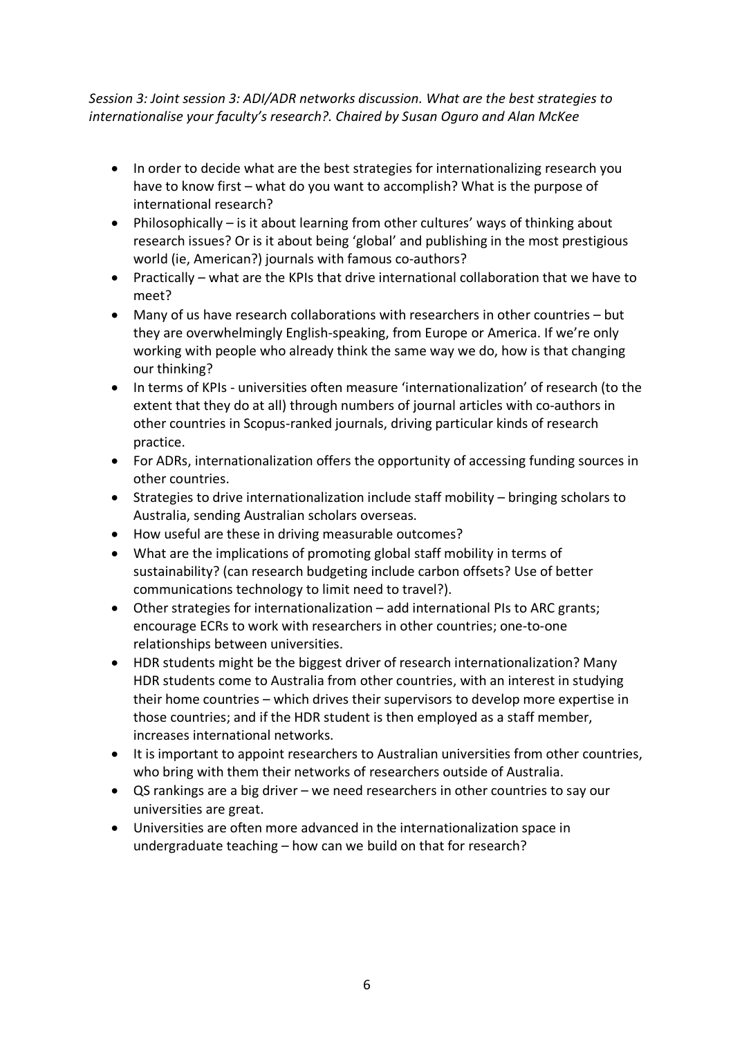*Session 3: Joint session 3: ADI/ADR networks discussion. What are the best strategies to internationalise your faculty's research?. Chaired by Susan Oguro and Alan McKee*

- In order to decide what are the best strategies for internationalizing research you have to know first – what do you want to accomplish? What is the purpose of international research?
- Philosophically – is it about learning from other cultures' ways of thinking about research issues? Or is it about being 'global' and publishing in the most prestigious world (ie, American?) journals with famous co-authors?
- Practically – what are the KPIs that drive international collaboration that we have to meet?
- Many of us have research collaborations with researchers in other countries – but they are overwhelmingly English-speaking, from Europe or America. If we're only working with people who already think the same way we do, how is that changing our thinking?
- In terms of KPIs - universities often measure 'internationalization' of research (to the extent that they do at all) through numbers of journal articles with co-authors in other countries in Scopus-ranked journals, driving particular kinds of research practice.
- For ADRs, internationalization offers the opportunity of accessing funding sources in other countries.
- Strategies to drive internationalization include staff mobility – bringing scholars to Australia, sending Australian scholars overseas.
- How useful are these in driving measurable outcomes?
- What are the implications of promoting global staff mobility in terms of sustainability? (can research budgeting include carbon offsets? Use of better communications technology to limit need to travel?).
- Other strategies for internationalization – add international PIs to ARC grants; encourage ECRs to work with researchers in other countries; one-to-one relationships between universities.
- HDR students might be the biggest driver of research internationalization? Many HDR students come to Australia from other countries, with an interest in studying their home countries – which drives their supervisors to develop more expertise in those countries; and if the HDR student is then employed as a staff member, increases international networks.
- It is important to appoint researchers to Australian universities from other countries, who bring with them their networks of researchers outside of Australia.
- QS rankings are a big driver – we need researchers in other countries to say our universities are great.
- Universities are often more advanced in the internationalization space in undergraduate teaching – how can we build on that for research?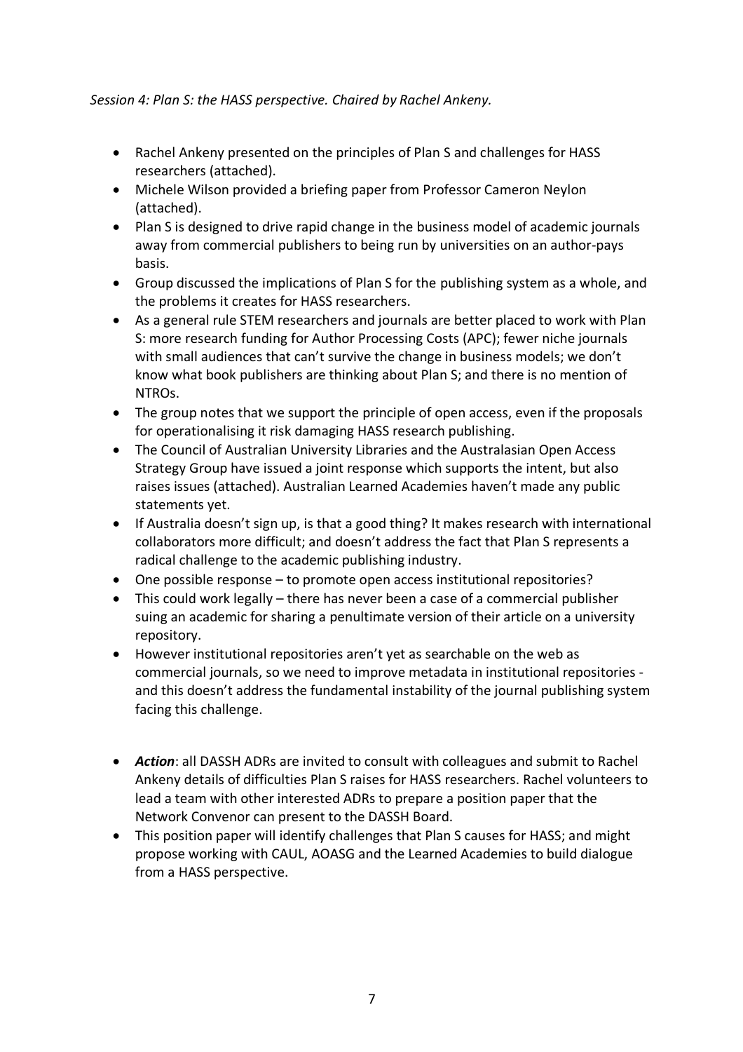*Session 4: Plan S: the HASS perspective. Chaired by Rachel Ankeny.*

- Rachel Ankeny presented on the principles of Plan S and challenges for HASS researchers (attached).
- Michele Wilson provided a briefing paper from Professor Cameron Neylon (attached).
- Plan S is designed to drive rapid change in the business model of academic journals away from commercial publishers to being run by universities on an author-pays basis.
- Group discussed the implications of Plan S for the publishing system as a whole, and the problems it creates for HASS researchers.
- As a general rule STEM researchers and journals are better placed to work with Plan S: more research funding for Author Processing Costs (APC); fewer niche journals with small audiences that can't survive the change in business models; we don't know what book publishers are thinking about Plan S; and there is no mention of NTROs.
- The group notes that we support the principle of open access, even if the proposals for operationalising it risk damaging HASS research publishing.
- The Council of Australian University Libraries and the Australasian Open Access Strategy Group have issued a joint response which supports the intent, but also raises issues (attached). Australian Learned Academies haven't made any public statements yet.
- If Australia doesn't sign up, is that a good thing? It makes research with international collaborators more difficult; and doesn't address the fact that Plan S represents a radical challenge to the academic publishing industry.
- One possible response – to promote open access institutional repositories?
- This could work legally – there has never been a case of a commercial publisher suing an academic for sharing a penultimate version of their article on a university repository.
- However institutional repositories aren't yet as searchable on the web as commercial journals, so we need to improve metadata in institutional repositories - and this doesn't address the fundamental instability of the journal publishing system facing this challenge.

- ***Action***: all DASSH ADRs are invited to consult with colleagues and submit to Rachel Ankeny details of difficulties Plan S raises for HASS researchers. Rachel volunteers to lead a team with other interested ADRs to prepare a position paper that the Network Convenor can present to the DASSH Board.
- This position paper will identify challenges that Plan S causes for HASS; and might propose working with CAUL, AOASG and the Learned Academies to build dialogue from a HASS perspective.